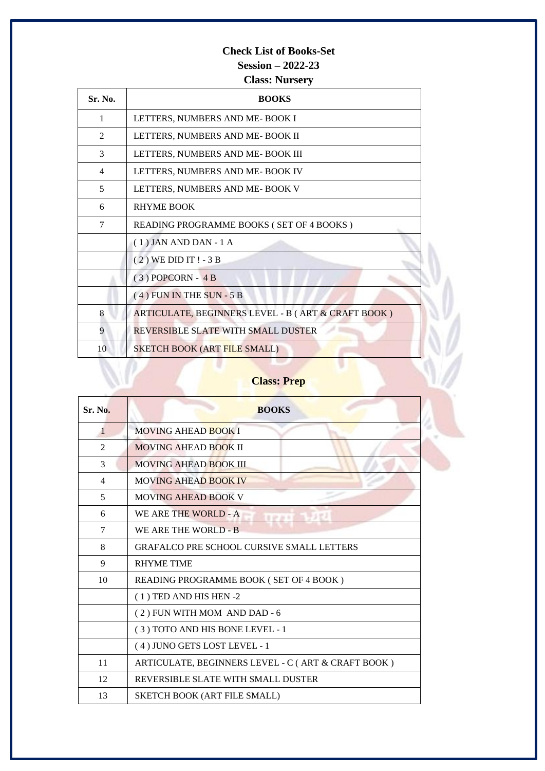# Check List of Books-Set

## Session – 2022-23

## Class: Nursery

| Sr. No. | BOOKS |
|---|---|
| 1 | LETTERS, NUMBERS AND ME- BOOK I |
| 2 | LETTERS, NUMBERS AND ME- BOOK II |
| 3 | LETTERS, NUMBERS AND ME- BOOK III |
| 4 | LETTERS, NUMBERS AND ME- BOOK IV |
| 5 | LETTERS, NUMBERS AND ME- BOOK V |
| 6 | RHYME BOOK |
| 7 | READING PROGRAMME BOOKS ( SET OF 4 BOOKS ) |
| | ( 1 ) JAN AND DAN - 1 A |
| | ( 2 ) WE DID IT ! - 3 B |
| | ( 3 ) POPCORN - 4 B |
| | ( 4 ) FUN IN THE SUN - 5 B |
| 8 | ARTICULATE, BEGINNERS LEVEL - B ( ART & CRAFT BOOK ) |
| 9 | REVERSIBLE SLATE WITH SMALL DUSTER |
| 10 | SKETCH BOOK (ART FILE SMALL) |

## Class: Prep

| Sr. No. | BOOKS |
|---|---|
| 1 | MOVING AHEAD BOOK I |
| 2 | MOVING AHEAD BOOK II |
| 3 | MOVING AHEAD BOOK III |
| 4 | MOVING AHEAD BOOK IV |
| 5 | MOVING AHEAD BOOK V |
| 6 | WE ARE THE WORLD - A |
| 7 | WE ARE THE WORLD - B |
| 8 | GRAFALCO PRE SCHOOL CURSIVE SMALL LETTERS |
| 9 | RHYME TIME |
| 10 | READING PROGRAMME BOOK ( SET OF 4 BOOK ) |
| | ( 1 ) TED AND HIS HEN -2 |
| | ( 2 ) FUN WITH MOM AND DAD - 6 |
| | ( 3 ) TOTO AND HIS BONE LEVEL - 1 |
| | ( 4 ) JUNO GETS LOST LEVEL - 1 |
| 11 | ARTICULATE, BEGINNERS LEVEL - C ( ART & CRAFT BOOK ) |
| 12 | REVERSIBLE SLATE WITH SMALL DUSTER |
| 13 | SKETCH BOOK (ART FILE SMALL) |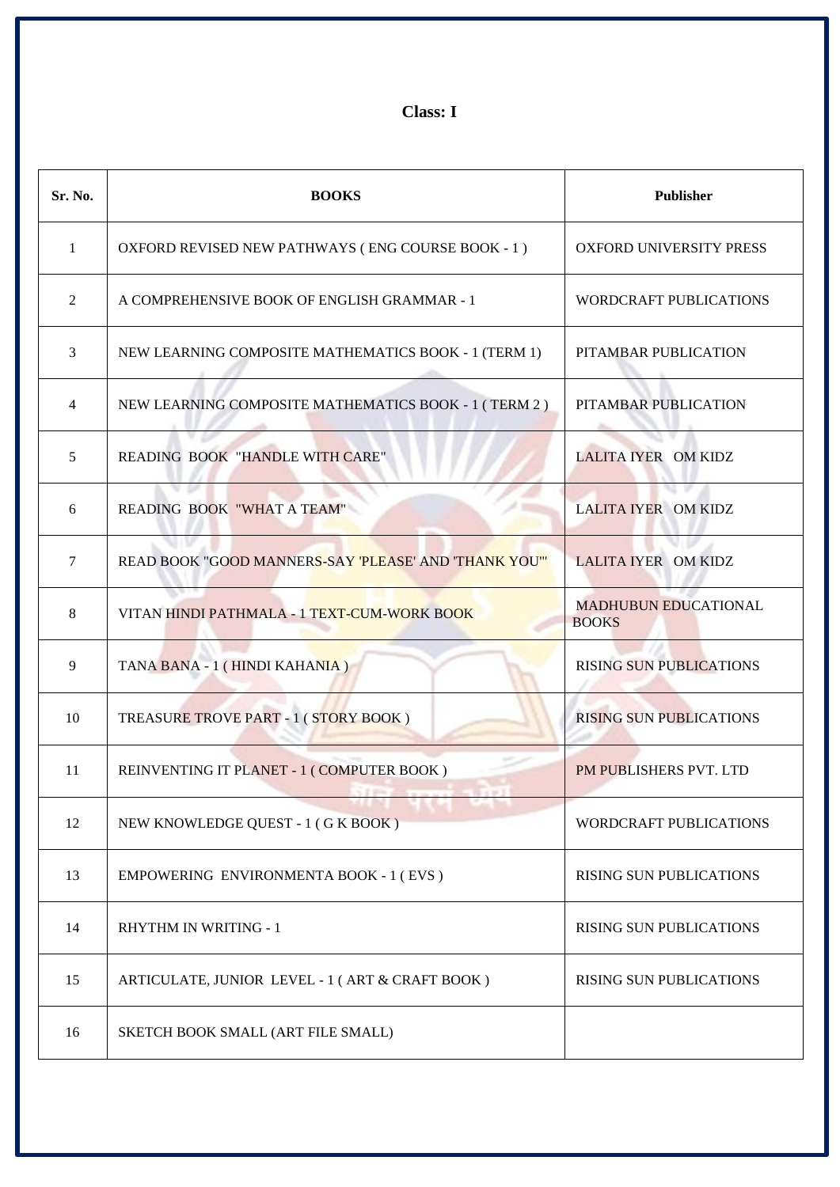**Class: I**

| Sr. No. | BOOKS | Publisher |
|---|---|---|
| 1 | OXFORD REVISED NEW PATHWAYS ( ENG COURSE BOOK - 1 ) | OXFORD UNIVERSITY PRESS |
| 2 | A COMPREHENSIVE BOOK OF ENGLISH GRAMMAR - 1 | WORDCRAFT PUBLICATIONS |
| 3 | NEW LEARNING COMPOSITE MATHEMATICS BOOK - 1 (TERM 1) | PITAMBAR PUBLICATION |
| 4 | NEW LEARNING COMPOSITE MATHEMATICS BOOK - 1 ( TERM 2 ) | PITAMBAR PUBLICATION |
| 5 | READING BOOK "HANDLE WITH CARE" | LALITA IYER OM KIDZ |
| 6 | READING BOOK "WHAT A TEAM" | LALITA IYER OM KIDZ |
| 7 | READ BOOK "GOOD MANNERS-SAY 'PLEASE' AND 'THANK YOU'" | LALITA IYER OM KIDZ |
| 8 | VITAN HINDI PATHMALA - 1 TEXT-CUM-WORK BOOK | MADHUBUN EDUCATIONAL BOOKS |
| 9 | TANA BANA - 1 ( HINDI KAHANIA ) | RISING SUN PUBLICATIONS |
| 10 | TREASURE TROVE PART - 1 ( STORY BOOK ) | RISING SUN PUBLICATIONS |
| 11 | REINVENTING IT PLANET - 1 ( COMPUTER BOOK ) | PM PUBLISHERS PVT. LTD |
| 12 | NEW KNOWLEDGE QUEST - 1 ( G K BOOK ) | WORDCRAFT PUBLICATIONS |
| 13 | EMPOWERING ENVIRONMENTA BOOK - 1 ( EVS ) | RISING SUN PUBLICATIONS |
| 14 | RHYTHM IN WRITING - 1 | RISING SUN PUBLICATIONS |
| 15 | ARTICULATE, JUNIOR LEVEL - 1 ( ART & CRAFT BOOK ) | RISING SUN PUBLICATIONS |
| 16 | SKETCH BOOK SMALL (ART FILE SMALL) | |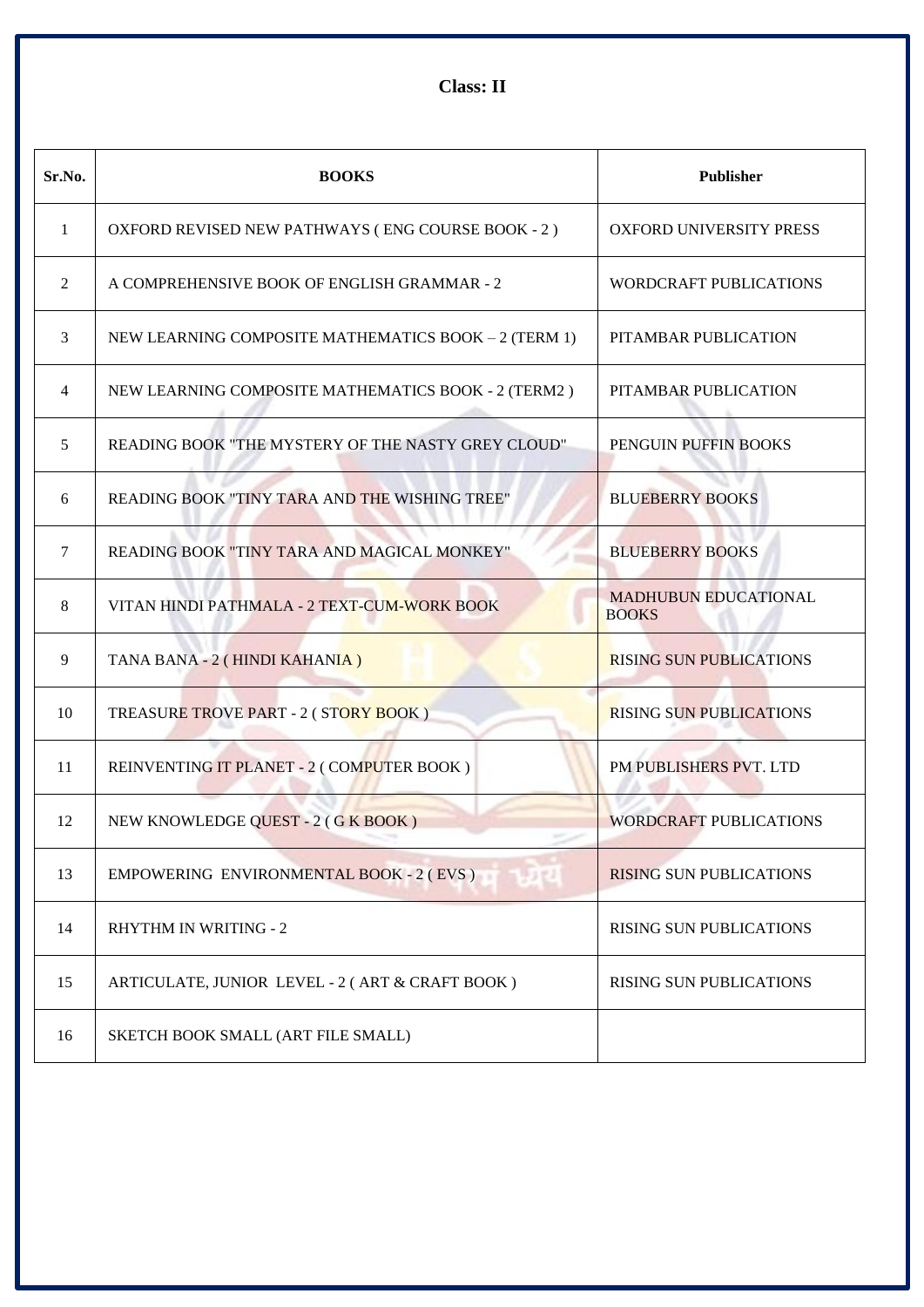# Class: II

| Sr.No. | BOOKS | Publisher |
|---|---|---|
| 1 | OXFORD REVISED NEW PATHWAYS ( ENG COURSE BOOK - 2 ) | OXFORD UNIVERSITY PRESS |
| 2 | A COMPREHENSIVE BOOK OF ENGLISH GRAMMAR - 2 | WORDCRAFT PUBLICATIONS |
| 3 | NEW LEARNING COMPOSITE MATHEMATICS BOOK – 2 (TERM 1) | PITAMBAR PUBLICATION |
| 4 | NEW LEARNING COMPOSITE MATHEMATICS BOOK - 2 (TERM2 ) | PITAMBAR PUBLICATION |
| 5 | READING BOOK "THE MYSTERY OF THE NASTY GREY CLOUD" | PENGUIN PUFFIN BOOKS |
| 6 | READING BOOK "TINY TARA AND THE WISHING TREE" | BLUEBERRY BOOKS |
| 7 | READING BOOK "TINY TARA AND MAGICAL MONKEY" | BLUEBERRY BOOKS |
| 8 | VITAN HINDI PATHMALA - 2 TEXT-CUM-WORK BOOK | MADHUBUN EDUCATIONAL BOOKS |
| 9 | TANA BANA - 2 ( HINDI KAHANIA ) | RISING SUN PUBLICATIONS |
| 10 | TREASURE TROVE PART - 2 ( STORY BOOK ) | RISING SUN PUBLICATIONS |
| 11 | REINVENTING IT PLANET - 2 ( COMPUTER BOOK ) | PM PUBLISHERS PVT. LTD |
| 12 | NEW KNOWLEDGE QUEST - 2 ( G K BOOK ) | WORDCRAFT PUBLICATIONS |
| 13 | EMPOWERING ENVIRONMENTAL BOOK - 2 ( EVS ) | RISING SUN PUBLICATIONS |
| 14 | RHYTHM IN WRITING - 2 | RISING SUN PUBLICATIONS |
| 15 | ARTICULATE, JUNIOR LEVEL - 2 ( ART & CRAFT BOOK ) | RISING SUN PUBLICATIONS |
| 16 | SKETCH BOOK SMALL (ART FILE SMALL) | |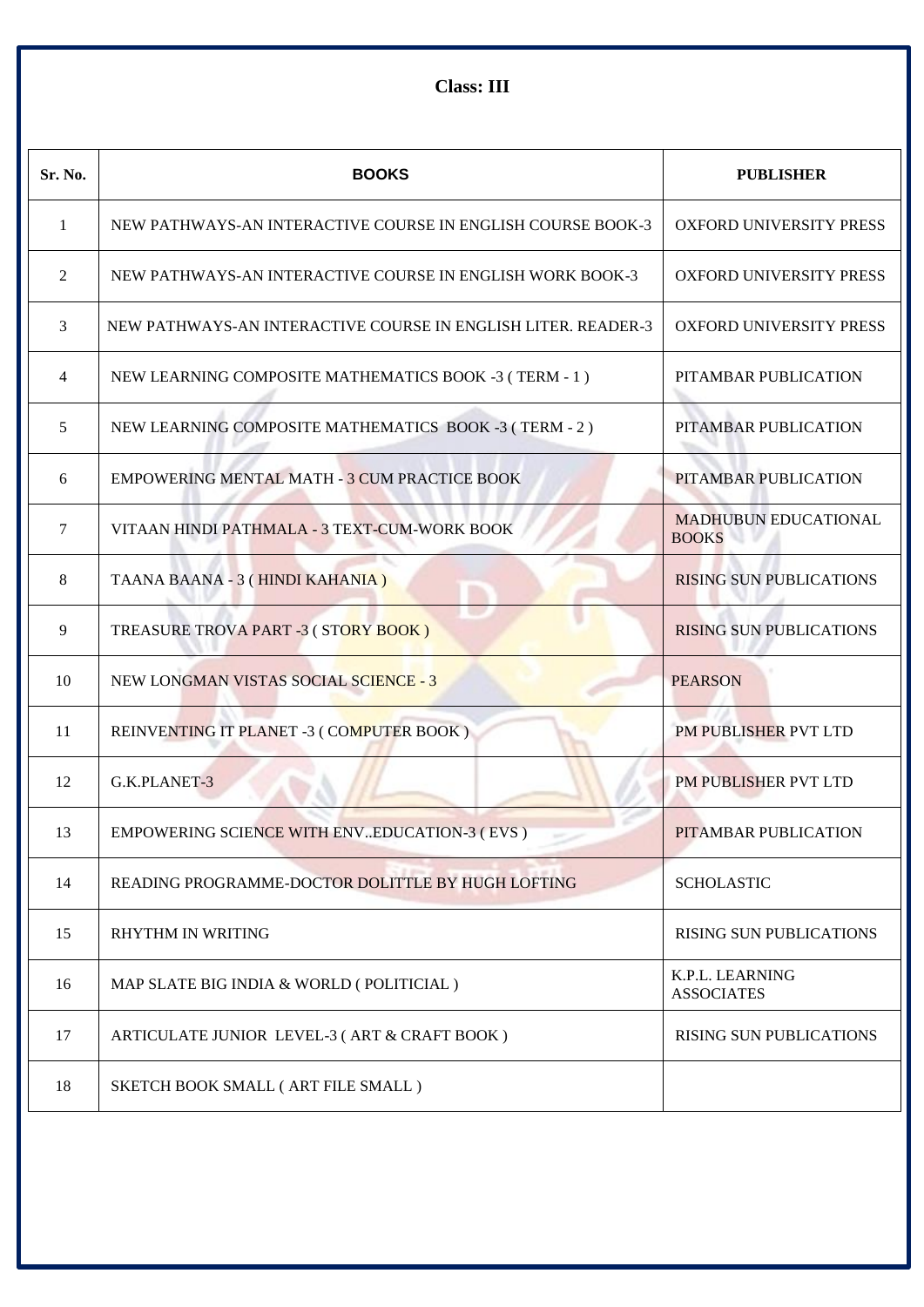## Class: III

| Sr. No. | BOOKS | PUBLISHER |
|---|---|---|
| 1 | NEW PATHWAYS-AN INTERACTIVE COURSE IN ENGLISH COURSE BOOK-3 | OXFORD UNIVERSITY PRESS |
| 2 | NEW PATHWAYS-AN INTERACTIVE COURSE IN ENGLISH WORK BOOK-3 | OXFORD UNIVERSITY PRESS |
| 3 | NEW PATHWAYS-AN INTERACTIVE COURSE IN ENGLISH LITER. READER-3 | OXFORD UNIVERSITY PRESS |
| 4 | NEW LEARNING COMPOSITE MATHEMATICS BOOK -3 ( TERM - 1 ) | PITAMBAR PUBLICATION |
| 5 | NEW LEARNING COMPOSITE MATHEMATICS BOOK -3 ( TERM - 2 ) | PITAMBAR PUBLICATION |
| 6 | EMPOWERING MENTAL MATH - 3 CUM PRACTICE BOOK | PITAMBAR PUBLICATION |
| 7 | VITAAN HINDI PATHMALA - 3 TEXT-CUM-WORK BOOK | MADHUBUN EDUCATIONAL BOOKS |
| 8 | TAANA BAANA - 3 ( HINDI KAHANIA ) | RISING SUN PUBLICATIONS |
| 9 | TREASURE TROVA PART -3 ( STORY BOOK ) | RISING SUN PUBLICATIONS |
| 10 | NEW LONGMAN VISTAS SOCIAL SCIENCE - 3 | PEARSON |
| 11 | REINVENTING IT PLANET -3 ( COMPUTER BOOK ) | PM PUBLISHER PVT LTD |
| 12 | G.K.PLANET-3 | PM PUBLISHER PVT LTD |
| 13 | EMPOWERING SCIENCE WITH ENV..EDUCATION-3 ( EVS ) | PITAMBAR PUBLICATION |
| 14 | READING PROGRAMME-DOCTOR DOLITTLE BY HUGH LOFTING | SCHOLASTIC |
| 15 | RHYTHM IN WRITING | RISING SUN PUBLICATIONS |
| 16 | MAP SLATE BIG INDIA & WORLD ( POLITICIAL ) | K.P.L. LEARNING ASSOCIATES |
| 17 | ARTICULATE JUNIOR LEVEL-3 ( ART & CRAFT BOOK ) | RISING SUN PUBLICATIONS |
| 18 | SKETCH BOOK SMALL ( ART FILE SMALL ) | |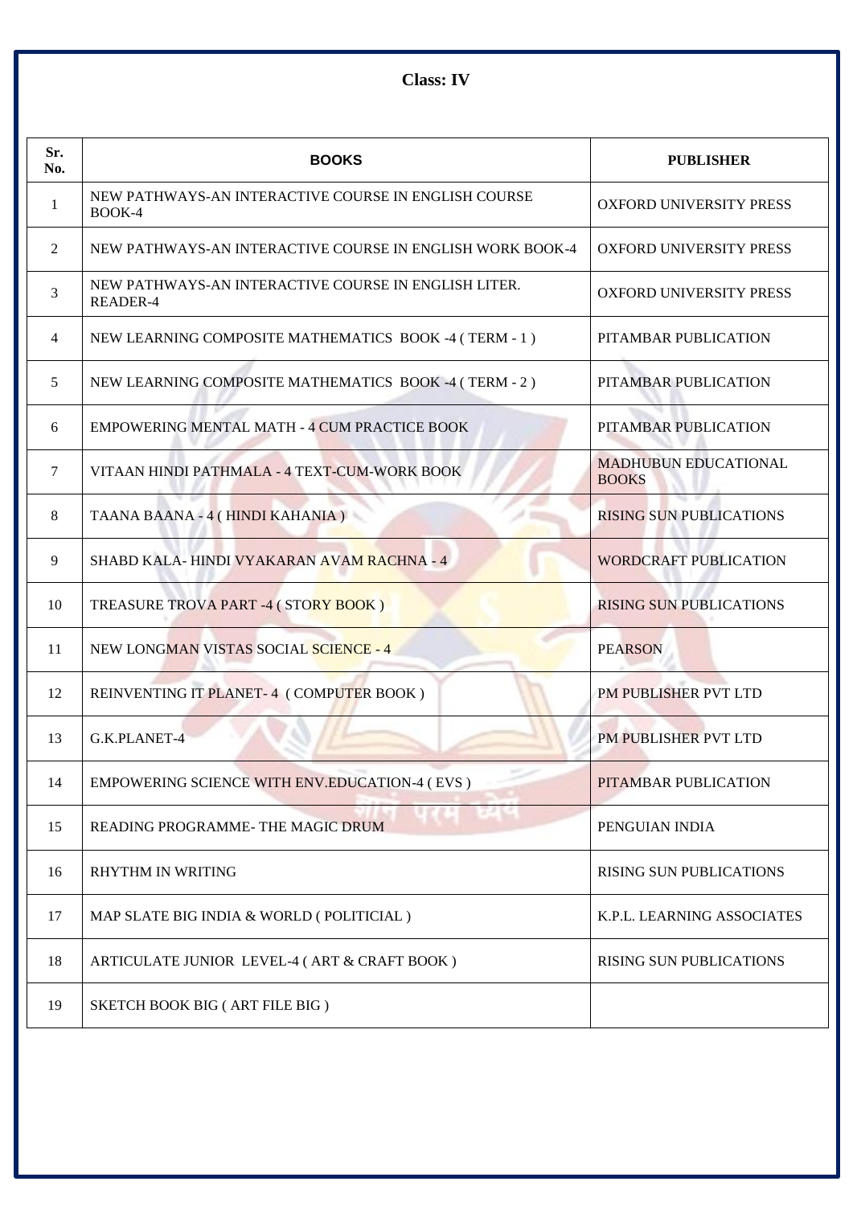## Class: IV

| Sr. No. | BOOKS | PUBLISHER |
|---|---|---|
| 1 | NEW PATHWAYS-AN INTERACTIVE COURSE IN ENGLISH COURSE BOOK-4 | OXFORD UNIVERSITY PRESS |
| 2 | NEW PATHWAYS-AN INTERACTIVE COURSE IN ENGLISH WORK BOOK-4 | OXFORD UNIVERSITY PRESS |
| 3 | NEW PATHWAYS-AN INTERACTIVE COURSE IN ENGLISH LITER. READER-4 | OXFORD UNIVERSITY PRESS |
| 4 | NEW LEARNING COMPOSITE MATHEMATICS BOOK -4 ( TERM - 1 ) | PITAMBAR PUBLICATION |
| 5 | NEW LEARNING COMPOSITE MATHEMATICS BOOK -4 ( TERM - 2 ) | PITAMBAR PUBLICATION |
| 6 | EMPOWERING MENTAL MATH - 4 CUM PRACTICE BOOK | PITAMBAR PUBLICATION |
| 7 | VITAAN HINDI PATHMALA - 4 TEXT-CUM-WORK BOOK | MADHUBUN EDUCATIONAL BOOKS |
| 8 | TAANA BAANA - 4 ( HINDI KAHANIA ) | RISING SUN PUBLICATIONS |
| 9 | SHABD KALA- HINDI VYAKARAN AVAM RACHNA - 4 | WORDCRAFT PUBLICATION |
| 10 | TREASURE TROVA PART -4 ( STORY BOOK ) | RISING SUN PUBLICATIONS |
| 11 | NEW LONGMAN VISTAS SOCIAL SCIENCE - 4 | PEARSON |
| 12 | REINVENTING IT PLANET- 4 ( COMPUTER BOOK ) | PM PUBLISHER PVT LTD |
| 13 | G.K.PLANET-4 | PM PUBLISHER PVT LTD |
| 14 | EMPOWERING SCIENCE WITH ENV.EDUCATION-4 ( EVS ) | PITAMBAR PUBLICATION |
| 15 | READING PROGRAMME- THE MAGIC DRUM | PENGUIAN INDIA |
| 16 | RHYTHM IN WRITING | RISING SUN PUBLICATIONS |
| 17 | MAP SLATE BIG INDIA & WORLD ( POLITICIAL ) | K.P.L. LEARNING ASSOCIATES |
| 18 | ARTICULATE JUNIOR LEVEL-4 ( ART & CRAFT BOOK ) | RISING SUN PUBLICATIONS |
| 19 | SKETCH BOOK BIG ( ART FILE BIG ) | |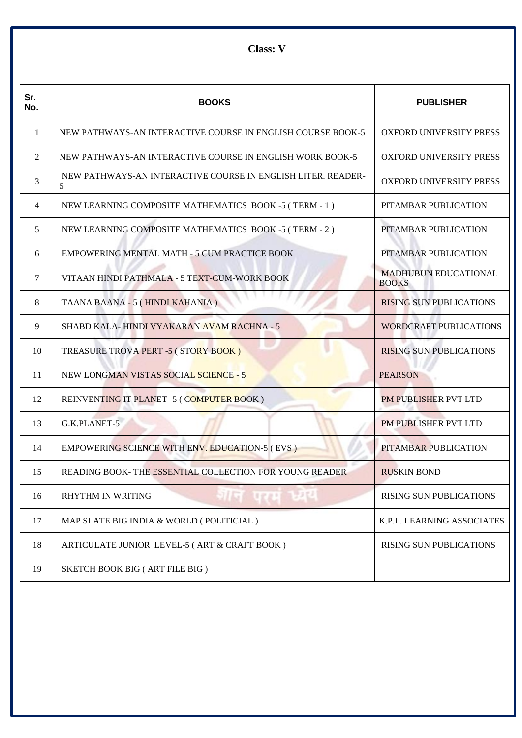## Class: V

| Sr. No. | BOOKS | PUBLISHER |
|---|---|---|
| 1 | NEW PATHWAYS-AN INTERACTIVE COURSE IN ENGLISH COURSE BOOK-5 | OXFORD UNIVERSITY PRESS |
| 2 | NEW PATHWAYS-AN INTERACTIVE COURSE IN ENGLISH WORK BOOK-5 | OXFORD UNIVERSITY PRESS |
| 3 | NEW PATHWAYS-AN INTERACTIVE COURSE IN ENGLISH LITER. READER-5 | OXFORD UNIVERSITY PRESS |
| 4 | NEW LEARNING COMPOSITE MATHEMATICS BOOK -5 ( TERM - 1 ) | PITAMBAR PUBLICATION |
| 5 | NEW LEARNING COMPOSITE MATHEMATICS BOOK -5 ( TERM - 2 ) | PITAMBAR PUBLICATION |
| 6 | EMPOWERING MENTAL MATH - 5 CUM PRACTICE BOOK | PITAMBAR PUBLICATION |
| 7 | VITAAN HINDI PATHMALA - 5 TEXT-CUM-WORK BOOK | MADHUBUN EDUCATIONAL BOOKS |
| 8 | TAANA BAANA - 5 ( HINDI KAHANIA ) | RISING SUN PUBLICATIONS |
| 9 | SHABD KALA- HINDI VYAKARAN AVAM RACHNA - 5 | WORDCRAFT PUBLICATIONS |
| 10 | TREASURE TROVA PERT -5 ( STORY BOOK ) | RISING SUN PUBLICATIONS |
| 11 | NEW LONGMAN VISTAS SOCIAL SCIENCE - 5 | PEARSON |
| 12 | REINVENTING IT PLANET- 5 ( COMPUTER BOOK ) | PM PUBLISHER PVT LTD |
| 13 | G.K.PLANET-5 | PM PUBLISHER PVT LTD |
| 14 | EMPOWERING SCIENCE WITH ENV. EDUCATION-5 ( EVS ) | PITAMBAR PUBLICATION |
| 15 | READING BOOK- THE ESSENTIAL COLLECTION FOR YOUNG READER | RUSKIN BOND |
| 16 | RHYTHM IN WRITING | RISING SUN PUBLICATIONS |
| 17 | MAP SLATE BIG INDIA & WORLD ( POLITICIAL ) | K.P.L. LEARNING ASSOCIATES |
| 18 | ARTICULATE JUNIOR LEVEL-5 ( ART & CRAFT BOOK ) | RISING SUN PUBLICATIONS |
| 19 | SKETCH BOOK BIG ( ART FILE BIG ) | |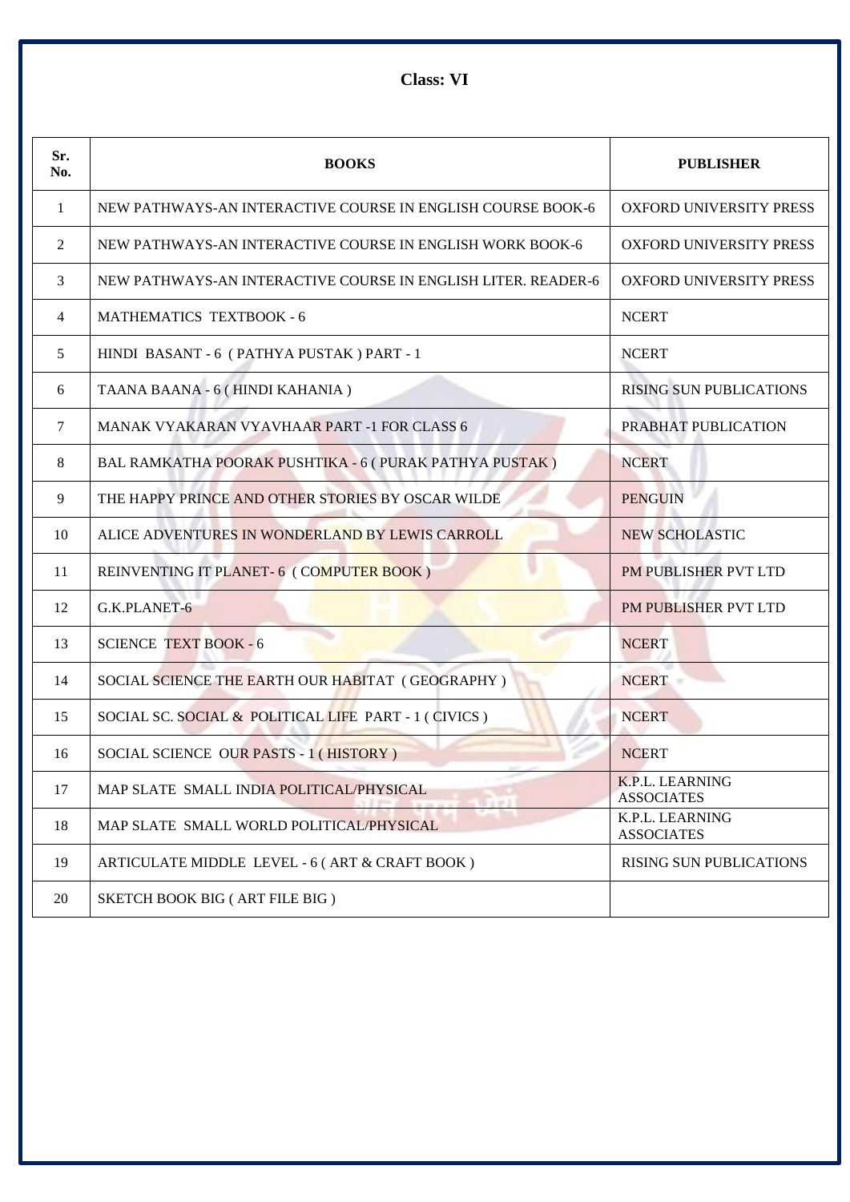# Class: VI

| Sr. No. | BOOKS | PUBLISHER |
|---|---|---|
| 1 | NEW PATHWAYS-AN INTERACTIVE COURSE IN ENGLISH COURSE BOOK-6 | OXFORD UNIVERSITY PRESS |
| 2 | NEW PATHWAYS-AN INTERACTIVE COURSE IN ENGLISH WORK BOOK-6 | OXFORD UNIVERSITY PRESS |
| 3 | NEW PATHWAYS-AN INTERACTIVE COURSE IN ENGLISH LITER. READER-6 | OXFORD UNIVERSITY PRESS |
| 4 | MATHEMATICS TEXTBOOK - 6 | NCERT |
| 5 | HINDI BASANT - 6 ( PATHYA PUSTAK ) PART - 1 | NCERT |
| 6 | TAANA BAANA - 6 ( HINDI KAHANIA ) | RISING SUN PUBLICATIONS |
| 7 | MANAK VYAKARAN VYAVHAAR PART -1 FOR CLASS 6 | PRABHAT PUBLICATION |
| 8 | BAL RAMKATHA POORAK PUSHTIKA - 6 ( PURAK PATHYA PUSTAK ) | NCERT |
| 9 | THE HAPPY PRINCE AND OTHER STORIES BY OSCAR WILDE | PENGUIN |
| 10 | ALICE ADVENTURES IN WONDERLAND BY LEWIS CARROLL | NEW SCHOLASTIC |
| 11 | REINVENTING IT PLANET- 6 ( COMPUTER BOOK ) | PM PUBLISHER PVT LTD |
| 12 | G.K.PLANET-6 | PM PUBLISHER PVT LTD |
| 13 | SCIENCE TEXT BOOK - 6 | NCERT |
| 14 | SOCIAL SCIENCE THE EARTH OUR HABITAT ( GEOGRAPHY ) | NCERT |
| 15 | SOCIAL SC. SOCIAL & POLITICAL LIFE PART - 1 ( CIVICS ) | NCERT |
| 16 | SOCIAL SCIENCE OUR PASTS - 1 ( HISTORY ) | NCERT |
| 17 | MAP SLATE SMALL INDIA POLITICAL/PHYSICAL | K.P.L. LEARNING ASSOCIATES |
| 18 | MAP SLATE SMALL WORLD POLITICAL/PHYSICAL | K.P.L. LEARNING ASSOCIATES |
| 19 | ARTICULATE MIDDLE LEVEL - 6 ( ART & CRAFT BOOK ) | RISING SUN PUBLICATIONS |
| 20 | SKETCH BOOK BIG ( ART FILE BIG ) | |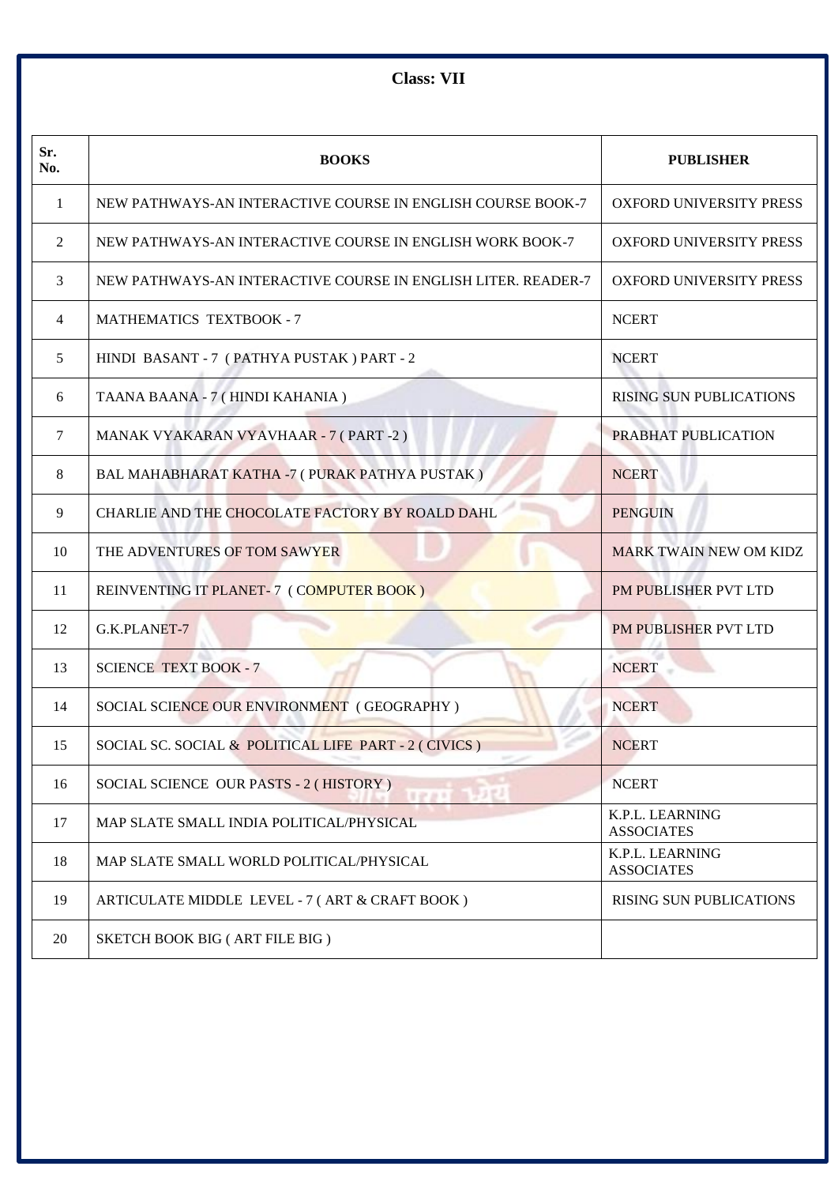## Class: VII

| Sr. No. | BOOKS | PUBLISHER |
|---|---|---|
| 1 | NEW PATHWAYS-AN INTERACTIVE COURSE IN ENGLISH COURSE BOOK-7 | OXFORD UNIVERSITY PRESS |
| 2 | NEW PATHWAYS-AN INTERACTIVE COURSE IN ENGLISH WORK BOOK-7 | OXFORD UNIVERSITY PRESS |
| 3 | NEW PATHWAYS-AN INTERACTIVE COURSE IN ENGLISH LITER. READER-7 | OXFORD UNIVERSITY PRESS |
| 4 | MATHEMATICS TEXTBOOK - 7 | NCERT |
| 5 | HINDI BASANT - 7 ( PATHYA PUSTAK ) PART - 2 | NCERT |
| 6 | TAANA BAANA - 7 ( HINDI KAHANIA ) | RISING SUN PUBLICATIONS |
| 7 | MANAK VYAKARAN VYAVHAAR - 7 ( PART -2 ) | PRABHAT PUBLICATION |
| 8 | BAL MAHABHARAT KATHA -7 ( PURAK PATHYA PUSTAK ) | NCERT |
| 9 | CHARLIE AND THE CHOCOLATE FACTORY BY ROALD DAHL | PENGUIN |
| 10 | THE ADVENTURES OF TOM SAWYER | MARK TWAIN NEW OM KIDZ |
| 11 | REINVENTING IT PLANET- 7 ( COMPUTER BOOK ) | PM PUBLISHER PVT LTD |
| 12 | G.K.PLANET-7 | PM PUBLISHER PVT LTD |
| 13 | SCIENCE TEXT BOOK - 7 | NCERT |
| 14 | SOCIAL SCIENCE OUR ENVIRONMENT ( GEOGRAPHY ) | NCERT |
| 15 | SOCIAL SC. SOCIAL & POLITICAL LIFE PART - 2 ( CIVICS ) | NCERT |
| 16 | SOCIAL SCIENCE OUR PASTS - 2 ( HISTORY ) | NCERT |
| 17 | MAP SLATE SMALL INDIA POLITICAL/PHYSICAL | K.P.L. LEARNING ASSOCIATES |
| 18 | MAP SLATE SMALL WORLD POLITICAL/PHYSICAL | K.P.L. LEARNING ASSOCIATES |
| 19 | ARTICULATE MIDDLE LEVEL - 7 ( ART & CRAFT BOOK ) | RISING SUN PUBLICATIONS |
| 20 | SKETCH BOOK BIG ( ART FILE BIG ) | |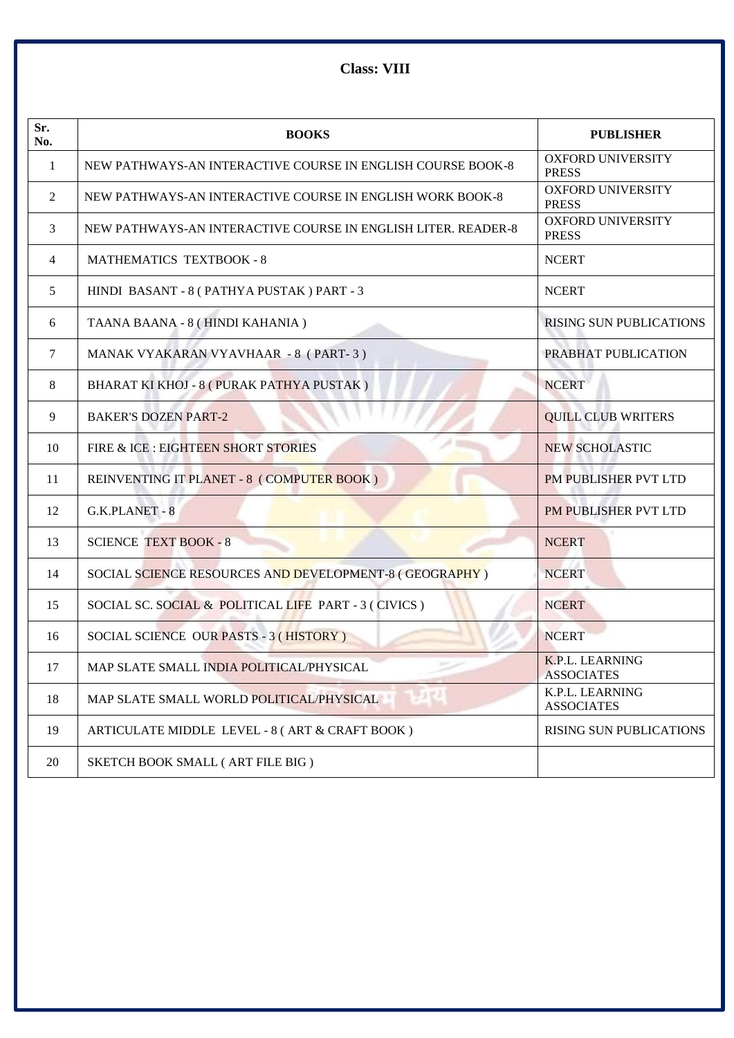## Class: VIII

| Sr. No. | BOOKS | PUBLISHER |
|---|---|---|
| 1 | NEW PATHWAYS-AN INTERACTIVE COURSE IN ENGLISH COURSE BOOK-8 | OXFORD UNIVERSITY PRESS |
| 2 | NEW PATHWAYS-AN INTERACTIVE COURSE IN ENGLISH WORK BOOK-8 | OXFORD UNIVERSITY PRESS |
| 3 | NEW PATHWAYS-AN INTERACTIVE COURSE IN ENGLISH LITER. READER-8 | OXFORD UNIVERSITY PRESS |
| 4 | MATHEMATICS TEXTBOOK - 8 | NCERT |
| 5 | HINDI BASANT - 8 ( PATHYA PUSTAK ) PART - 3 | NCERT |
| 6 | TAANA BAANA - 8 ( HINDI KAHANIA ) | RISING SUN PUBLICATIONS |
| 7 | MANAK VYAKARAN VYAVHAAR - 8 ( PART- 3 ) | PRABHAT PUBLICATION |
| 8 | BHARAT KI KHOJ - 8 ( PURAK PATHYA PUSTAK ) | NCERT |
| 9 | BAKER'S DOZEN PART-2 | QUILL CLUB WRITERS |
| 10 | FIRE & ICE : EIGHTEEN SHORT STORIES | NEW SCHOLASTIC |
| 11 | REINVENTING IT PLANET - 8 ( COMPUTER BOOK ) | PM PUBLISHER PVT LTD |
| 12 | G.K.PLANET - 8 | PM PUBLISHER PVT LTD |
| 13 | SCIENCE TEXT BOOK - 8 | NCERT |
| 14 | SOCIAL SCIENCE RESOURCES AND DEVELOPMENT-8 ( GEOGRAPHY ) | NCERT |
| 15 | SOCIAL SC. SOCIAL & POLITICAL LIFE PART - 3 ( CIVICS ) | NCERT |
| 16 | SOCIAL SCIENCE OUR PASTS - 3 ( HISTORY ) | NCERT |
| 17 | MAP SLATE SMALL INDIA POLITICAL/PHYSICAL | K.P.L. LEARNING ASSOCIATES |
| 18 | MAP SLATE SMALL WORLD POLITICAL/PHYSICAL | K.P.L. LEARNING ASSOCIATES |
| 19 | ARTICULATE MIDDLE LEVEL - 8 ( ART & CRAFT BOOK ) | RISING SUN PUBLICATIONS |
| 20 | SKETCH BOOK SMALL ( ART FILE BIG ) | |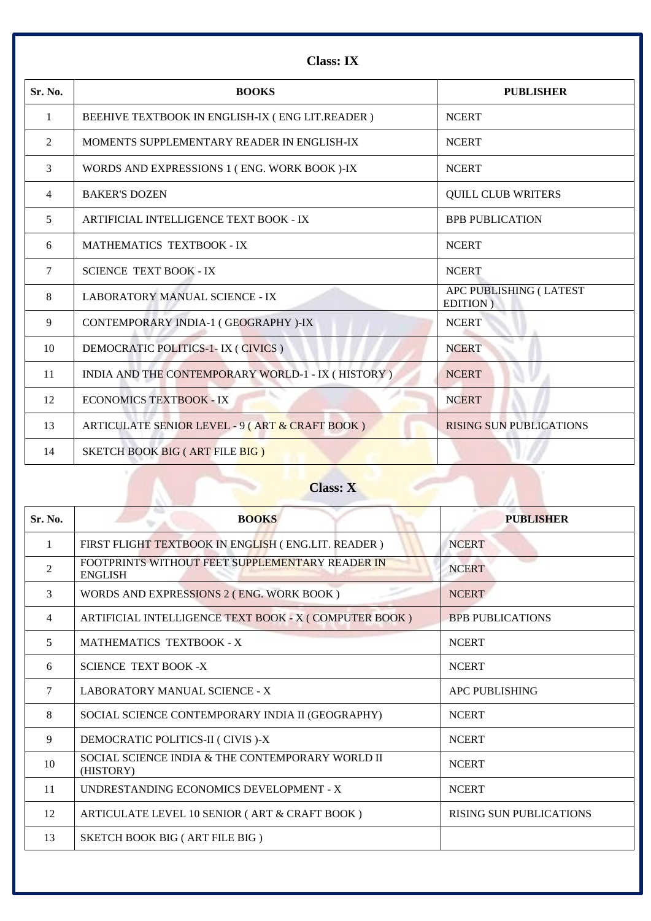## Class: IX

| Sr. No. | BOOKS | PUBLISHER |
|---|---|---|
| 1 | BEEHIVE TEXTBOOK IN ENGLISH-IX ( ENG LIT.READER ) | NCERT |
| 2 | MOMENTS SUPPLEMENTARY READER IN ENGLISH-IX | NCERT |
| 3 | WORDS AND EXPRESSIONS 1 ( ENG. WORK BOOK )-IX | NCERT |
| 4 | BAKER'S DOZEN | QUILL CLUB WRITERS |
| 5 | ARTIFICIAL INTELLIGENCE TEXT BOOK - IX | BPB PUBLICATION |
| 6 | MATHEMATICS TEXTBOOK - IX | NCERT |
| 7 | SCIENCE TEXT BOOK - IX | NCERT |
| 8 | LABORATORY MANUAL SCIENCE - IX | APC PUBLISHING ( LATEST EDITION ) |
| 9 | CONTEMPORARY INDIA-1 ( GEOGRAPHY )-IX | NCERT |
| 10 | DEMOCRATIC POLITICS-1- IX ( CIVICS ) | NCERT |
| 11 | INDIA AND THE CONTEMPORARY WORLD-1 - IX ( HISTORY ) | NCERT |
| 12 | ECONOMICS TEXTBOOK - IX | NCERT |
| 13 | ARTICULATE SENIOR LEVEL - 9 ( ART & CRAFT BOOK ) | RISING SUN PUBLICATIONS |
| 14 | SKETCH BOOK BIG ( ART FILE BIG ) | |

## Class: X

| Sr. No. | BOOKS | PUBLISHER |
|---|---|---|
| 1 | FIRST FLIGHT TEXTBOOK IN ENGLISH ( ENG.LIT. READER ) | NCERT |
| 2 | FOOTPRINTS WITHOUT FEET SUPPLEMENTARY READER IN ENGLISH | NCERT |
| 3 | WORDS AND EXPRESSIONS 2 ( ENG. WORK BOOK ) | NCERT |
| 4 | ARTIFICIAL INTELLIGENCE TEXT BOOK - X ( COMPUTER BOOK ) | BPB PUBLICATIONS |
| 5 | MATHEMATICS TEXTBOOK - X | NCERT |
| 6 | SCIENCE TEXT BOOK -X | NCERT |
| 7 | LABORATORY MANUAL SCIENCE - X | APC PUBLISHING |
| 8 | SOCIAL SCIENCE CONTEMPORARY INDIA II (GEOGRAPHY) | NCERT |
| 9 | DEMOCRATIC POLITICS-II ( CIVIS )-X | NCERT |
| 10 | SOCIAL SCIENCE INDIA & THE CONTEMPORARY WORLD II (HISTORY) | NCERT |
| 11 | UNDRESTANDING ECONOMICS DEVELOPMENT - X | NCERT |
| 12 | ARTICULATE LEVEL 10 SENIOR ( ART & CRAFT BOOK ) | RISING SUN PUBLICATIONS |
| 13 | SKETCH BOOK BIG ( ART FILE BIG ) | |